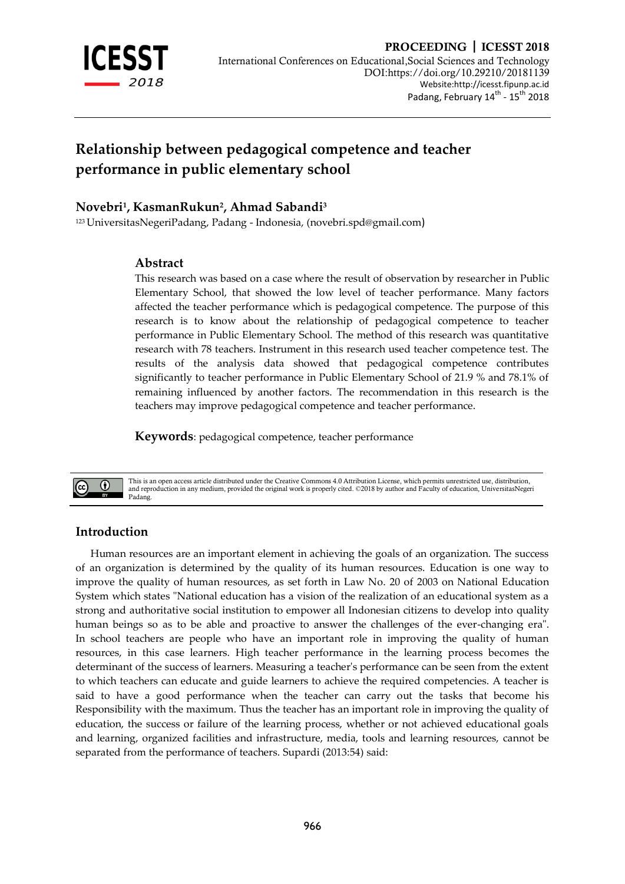# Relationship between pedagogical competence and teacher performance in public elementary school

**Novebri[1], KasmanRukun[2], Ahmad Sabandi[3]**

[123] UniversitasNegeriPadang, Padang - Indonesia, (novebri.spd@gmail.com)

## Abstract

This research was based on a case where the result of observation by researcher in Public Elementary School, that showed the low level of teacher performance. Many factors affected the teacher performance which is pedagogical competence. The purpose of this research is to know about the relationship of pedagogical competence to teacher performance in Public Elementary School. The method of this research was quantitative research with 78 teachers. Instrument in this research used teacher competence test. The results of the analysis data showed that pedagogical competence contributes significantly to teacher performance in Public Elementary School of 21.9 % and 78.1% of remaining influenced by another factors. The recommendation in this research is the teachers may improve pedagogical competence and teacher performance.

**Keywords**: pedagogical competence, teacher performance

This is an open access article distributed under the Creative Commons 4.0 Attribution License, which permits unrestricted use, distribution, and reproduction in any medium, provided the original work is properly cited. ©2018 by author and Faculty of education, UniversitasNegeri Padang.

## Introduction

Human resources are an important element in achieving the goals of an organization. The success of an organization is determined by the quality of its human resources. Education is one way to improve the quality of human resources, as set forth in Law No. 20 of 2003 on National Education System which states "National education has a vision of the realization of an educational system as a strong and authoritative social institution to empower all Indonesian citizens to develop into quality human beings so as to be able and proactive to answer the challenges of the ever-changing era". In school teachers are people who have an important role in improving the quality of human resources, in this case learners. High teacher performance in the learning process becomes the determinant of the success of learners. Measuring a teacher's performance can be seen from the extent to which teachers can educate and guide learners to achieve the required competencies. A teacher is said to have a good performance when the teacher can carry out the tasks that become his Responsibility with the maximum. Thus the teacher has an important role in improving the quality of education, the success or failure of the learning process, whether or not achieved educational goals and learning, organized facilities and infrastructure, media, tools and learning resources, cannot be separated from the performance of teachers. Supardi (2013:54) said: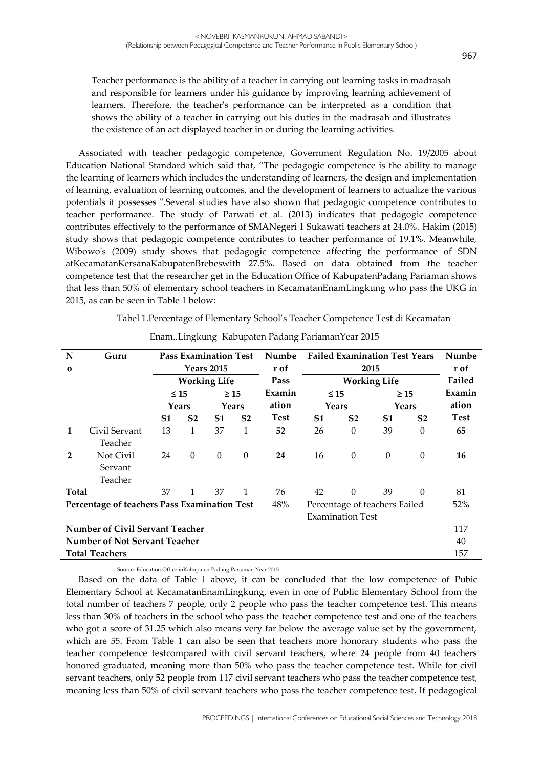Teacher performance is the ability of a teacher in carrying out learning tasks in madrasah and responsible for learners under his guidance by improving learning achievement of learners. Therefore, the teacher's performance can be interpreted as a condition that shows the ability of a teacher in carrying out his duties in the madrasah and illustrates the existence of an act displayed teacher in or during the learning activities.

Associated with teacher pedagogic competence, Government Regulation No. 19/2005 about Education National Standard which said that, "The pedagogic competence is the ability to manage the learning of learners which includes the understanding of learners, the design and implementation of learning, evaluation of learning outcomes, and the development of learners to actualize the various potentials it possesses ".Several studies have also shown that pedagogic competence contributes to teacher performance. The study of Parwati et al. (2013) indicates that pedagogic competence contributes effectively to the performance of SMANegeri 1 Sukawati teachers at 24.0%. Hakim (2015) study shows that pedagogic competence contributes to teacher performance of 19.1%. Meanwhile, Wibowo's (2009) study shows that pedagogic competence affecting the performance of SDN atKecamatanKersanaKabupatenBrebeswith 27.5%. Based on data obtained from the teacher competence test that the researcher get in the Education Office of KabupatenPadang Pariaman shows that less than 50% of elementary school teachers in KecamatanEnamLingkung who pass the UKG in 2015, as can be seen in Table 1 below:

Tabel 1.Percentage of Elementary School's Teacher Competence Test di Kecamatan Enam..Lingkung Kabupaten Padang PariamanYear 2015

| No | Guru | Pass Examination Test Years 2015 | | | | Number of Pass Examination Test | Failed Examination Test Years 2015 | | | | Number of Failed Examination Test |
|---|---|---|---|---|---|---|---|---|---|---|---|
| | | Working Life | | | | | Working Life | | | | |
| | | ≤ 15 Years | | ≥ 15 Years | | | ≤ 15 Years | | ≥ 15 Years | | |
| | | S1 | S2 | S1 | S2 | | S1 | S2 | S1 | S2 | |
| 1 | Civil Servant Teacher | 13 | 1 | 37 | 1 | **52** | 26 | 0 | 39 | 0 | **65** |
| 2 | Not Civil Servant Teacher | 24 | 0 | 0 | 0 | **24** | 16 | 0 | 0 | 0 | **16** |
| **Total** | | 37 | 1 | 37 | 1 | 76 | 42 | 0 | 39 | 0 | 81 |
| **Percentage of teachers Pass Examination Test** | | | | | | 48% | Percentage of teachers Failed Examination Test | | | | 52% |
| **Number of Civil Servant Teacher** | | | | | | | | | | | 117 |
| **Number of Not Servant Teacher** | | | | | | | | | | | 40 |
| **Total Teachers** | | | | | | | | | | | 157 |

Source: Education Office inKabupaten Padang Pariaman Year 2015

Based on the data of Table 1 above, it can be concluded that the low competence of Pubic Elementary School at KecamatanEnamLingkung, even in one of Public Elementary School from the total number of teachers 7 people, only 2 people who pass the teacher competence test. This means less than 30% of teachers in the school who pass the teacher competence test and one of the teachers who got a score of 31.25 which also means very far below the average value set by the government, which are 55. From Table 1 can also be seen that teachers more honorary students who pass the teacher competence testcompared with civil servant teachers, where 24 people from 40 teachers honored graduated, meaning more than 50% who pass the teacher competence test. While for civil servant teachers, only 52 people from 117 civil servant teachers who pass the teacher competence test, meaning less than 50% of civil servant teachers who pass the teacher competence test. If pedagogical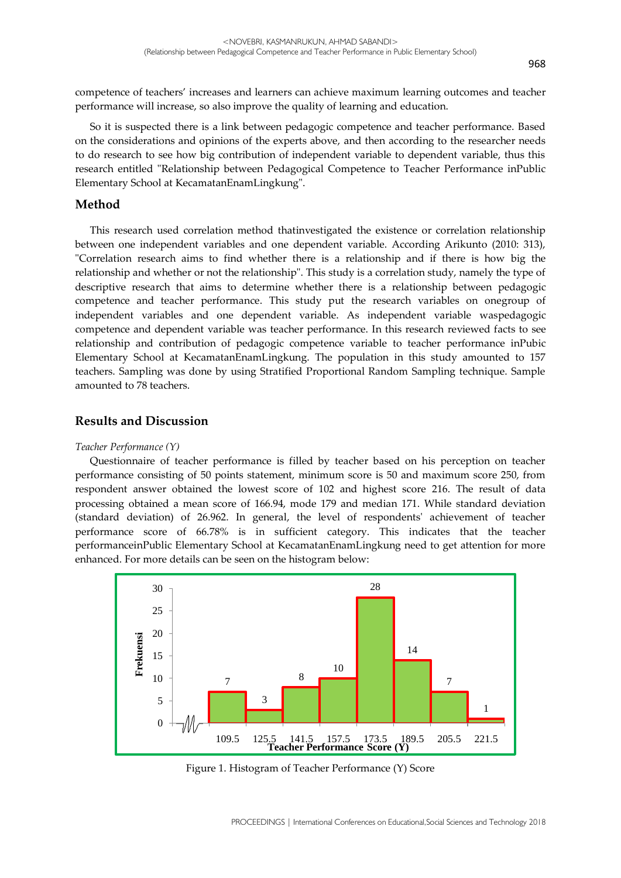competence of teachers' increases and learners can achieve maximum learning outcomes and teacher performance will increase, so also improve the quality of learning and education.

So it is suspected there is a link between pedagogic competence and teacher performance. Based on the considerations and opinions of the experts above, and then according to the researcher needs to do research to see how big contribution of independent variable to dependent variable, thus this research entitled "Relationship between Pedagogical Competence to Teacher Performance inPublic Elementary School at KecamatanEnamLingkung".

## Method

This research used correlation method thatinvestigated the existence or correlation relationship between one independent variables and one dependent variable. According Arikunto (2010: 313), "Correlation research aims to find whether there is a relationship and if there is how big the relationship and whether or not the relationship". This study is a correlation study, namely the type of descriptive research that aims to determine whether there is a relationship between pedagogic competence and teacher performance. This study put the research variables on onegroup of independent variables and one dependent variable. As independent variable waspedagogic competence and dependent variable was teacher performance. In this research reviewed facts to see relationship and contribution of pedagogic competence variable to teacher performance inPubic Elementary School at KecamatanEnamLingkung. The population in this study amounted to 157 teachers. Sampling was done by using Stratified Proportional Random Sampling technique. Sample amounted to 78 teachers.

## Results and Discussion

*Teacher Performance (Y)*

Questionnaire of teacher performance is filled by teacher based on his perception on teacher performance consisting of 50 points statement, minimum score is 50 and maximum score 250, from respondent answer obtained the lowest score of 102 and highest score 216. The result of data processing obtained a mean score of 166.94, mode 179 and median 171. While standard deviation (standard deviation) of 26.962. In general, the level of respondents' achievement of teacher performance score of 66.78% is in sufficient category. This indicates that the teacher performanceinPublic Elementary School at KecamatanEnamLingkung need to get attention for more enhanced. For more details can be seen on the histogram below:

Figure 1. Histogram of Teacher Performance (Y) Score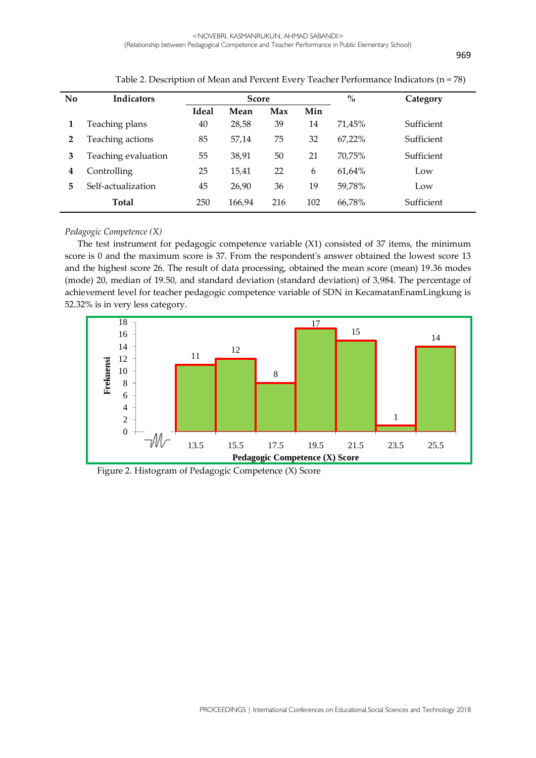Table 2. Description of Mean and Percent Every Teacher Performance Indicators (n = 78)

| No | Indicators | Score | | | | % | Category |
|---|---|---|---|---|---|---|---|
| | | Ideal | Mean | Max | Min | | |
| 1 | Teaching plans | 40 | 28,58 | 39 | 14 | 71,45% | Sufficient |
| 2 | Teaching actions | 85 | 57,14 | 75 | 32 | 67,22% | Sufficient |
| 3 | Teaching evaluation | 55 | 38,91 | 50 | 21 | 70,75% | Sufficient |
| 4 | Controlling | 25 | 15,41 | 22 | 6 | 61,64% | Low |
| 5 | Self-actualization | 45 | 26,90 | 36 | 19 | 59,78% | Low |
| | **Total** | 250 | 166,94 | 216 | 102 | 66,78% | Sufficient |

*Pedagogic Competence (X)*

The test instrument for pedagogic competence variable (X1) consisted of 37 items, the minimum score is 0 and the maximum score is 37. From the respondent's answer obtained the lowest score 13 and the highest score 26. The result of data processing, obtained the mean score (mean) 19.36 modes (mode) 20, median of 19.50, and standard deviation (standard deviation) of 3,984. The percentage of achievement level for teacher pedagogic competence variable of SDN in KecamatanEnamLingkung is 52.32% is in very less category.

Figure 2. Histogram of Pedagogic Competence (X) Score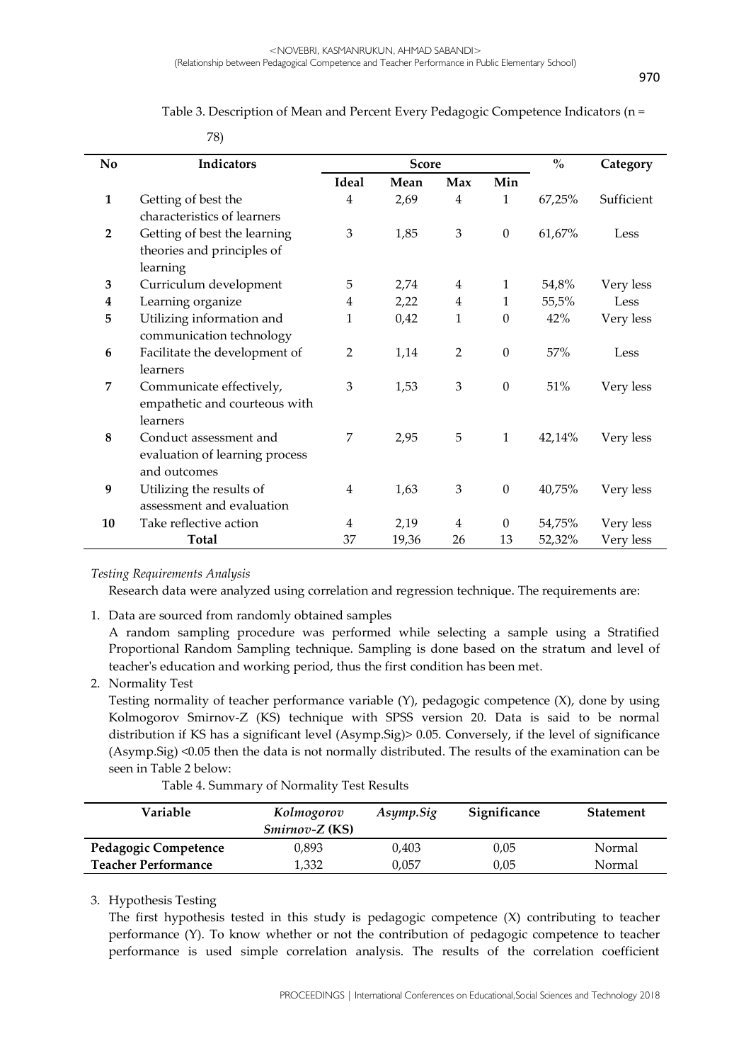Table 3. Description of Mean and Percent Every Pedagogic Competence Indicators (n = 78)

| No | Indicators | Score | | | | % | Category |
|---|---|---|---|---|---|---|---|
| | | Ideal | Mean | Max | Min | | |
| **1** | Getting of best the characteristics of learners | 4 | 2,69 | 4 | 1 | 67,25% | Sufficient |
| **2** | Getting of best the learning theories and principles of learning | 3 | 1,85 | 3 | 0 | 61,67% | Less |
| **3** | Curriculum development | 5 | 2,74 | 4 | 1 | 54,8% | Very less |
| **4** | Learning organize | 4 | 2,22 | 4 | 1 | 55,5% | Less |
| **5** | Utilizing information and communication technology | 1 | 0,42 | 1 | 0 | 42% | Very less |
| **6** | Facilitate the development of learners | 2 | 1,14 | 2 | 0 | 57% | Less |
| **7** | Communicate effectively, empathetic and courteous with learners | 3 | 1,53 | 3 | 0 | 51% | Very less |
| **8** | Conduct assessment and evaluation of learning process and outcomes | 7 | 2,95 | 5 | 1 | 42,14% | Very less |
| **9** | Utilizing the results of assessment and evaluation | 4 | 1,63 | 3 | 0 | 40,75% | Very less |
| **10** | Take reflective action | 4 | 2,19 | 4 | 0 | 54,75% | Very less |
| | **Total** | 37 | 19,36 | 26 | 13 | 52,32% | Very less |

*Testing Requirements Analysis*

Research data were analyzed using correlation and regression technique. The requirements are:

1. Data are sourced from randomly obtained samples

   A random sampling procedure was performed while selecting a sample using a Stratified Proportional Random Sampling technique. Sampling is done based on the stratum and level of teacher's education and working period, thus the first condition has been met.

2. Normality Test

   Testing normality of teacher performance variable (Y), pedagogic competence (X), done by using Kolmogorov Smirnov-Z (KS) technique with SPSS version 20. Data is said to be normal distribution if KS has a significant level (Asymp.Sig)> 0.05. Conversely, if the level of significance (Asymp.Sig) <0.05 then the data is not normally distributed. The results of the examination can be seen in Table 2 below:

   Table 4. Summary of Normality Test Results

| Variable | *Kolmogorov Smirnov-Z* (KS) | *Asymp.Sig* | Significance | Statement |
|---|---|---|---|---|
| **Pedagogic Competence** | 0,893 | 0,403 | 0,05 | Normal |
| **Teacher Performance** | 1,332 | 0,057 | 0,05 | Normal |

3. Hypothesis Testing

   The first hypothesis tested in this study is pedagogic competence (X) contributing to teacher performance (Y). To know whether or not the contribution of pedagogic competence to teacher performance is used simple correlation analysis. The results of the correlation coefficient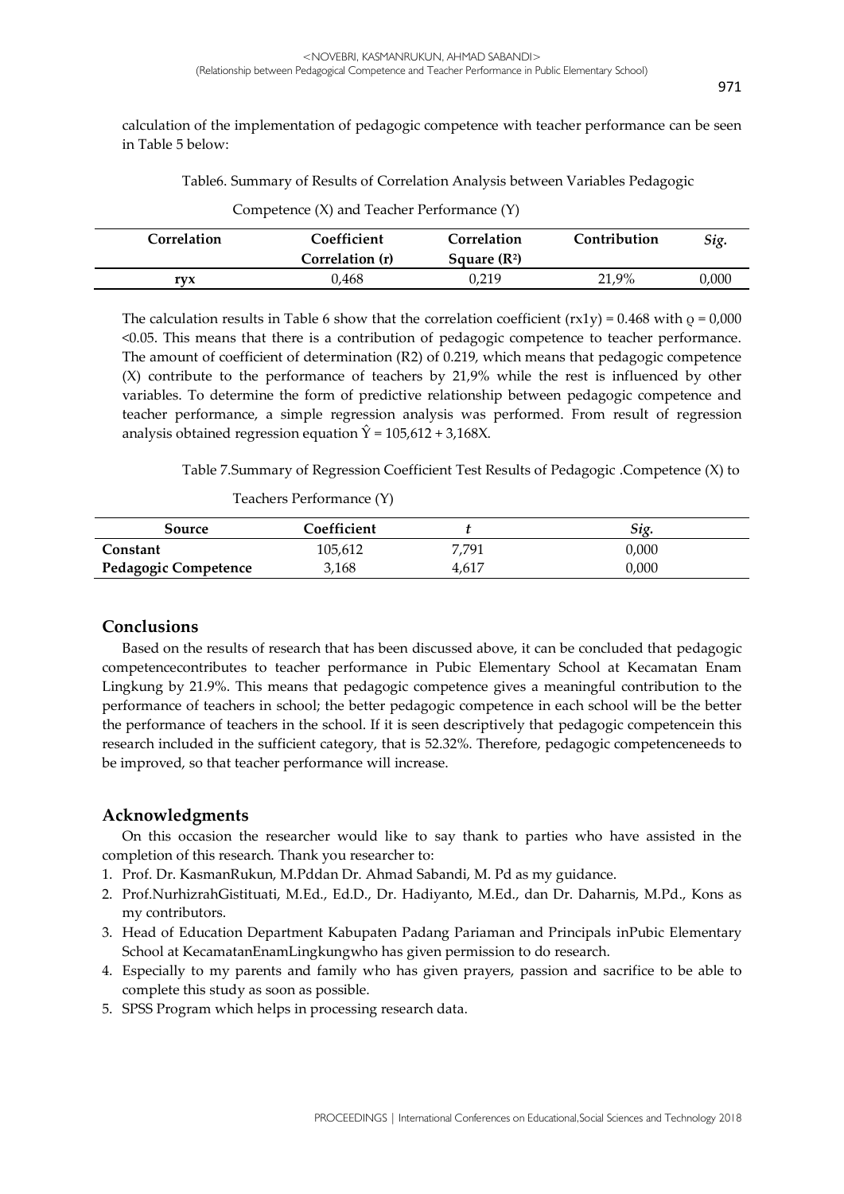calculation of the implementation of pedagogic competence with teacher performance can be seen in Table 5 below:

Table6. Summary of Results of Correlation Analysis between Variables Pedagogic Competence (X) and Teacher Performance (Y)

| Correlation | Coefficient Correlation (r) | Correlation Square ($R^2$) | Contribution | *Sig.* |
|---|---|---|---|---|
| **ryx** | 0,468 | 0,219 | 21,9% | 0,000 |

The calculation results in Table 6 show that the correlation coefficient (rx1y) = 0.468 with ϱ = 0,000 <0.05. This means that there is a contribution of pedagogic competence to teacher performance. The amount of coefficient of determination (R2) of 0.219, which means that pedagogic competence (X) contribute to the performance of teachers by 21,9% while the rest is influenced by other variables. To determine the form of predictive relationship between pedagogic competence and teacher performance, a simple regression analysis was performed. From result of regression analysis obtained regression equation $\hat{Y}$ = 105,612 + 3,168X.

Table 7.Summary of Regression Coefficient Test Results of Pedagogic .Competence (X) to Teachers Performance (Y)

| Source | Coefficient | *t* | *Sig.* |
|---|---|---|---|
| **Constant** | 105,612 | 7,791 | 0,000 |
| **Pedagogic Competence** | 3,168 | 4,617 | 0,000 |

## Conclusions

Based on the results of research that has been discussed above, it can be concluded that pedagogic competencecontributes to teacher performance in Pubic Elementary School at Kecamatan Enam Lingkung by 21.9%. This means that pedagogic competence gives a meaningful contribution to the performance of teachers in school; the better pedagogic competence in each school will be the better the performance of teachers in the school. If it is seen descriptively that pedagogic competencein this research included in the sufficient category, that is 52.32%. Therefore, pedagogic competenceneeds to be improved, so that teacher performance will increase.

## Acknowledgments

On this occasion the researcher would like to say thank to parties who have assisted in the completion of this research. Thank you researcher to:

1. Prof. Dr. KasmanRukun, M.Pddan Dr. Ahmad Sabandi, M. Pd as my guidance.
2. Prof.NurhizrahGistituati, M.Ed., Ed.D., Dr. Hadiyanto, M.Ed., dan Dr. Daharnis, M.Pd., Kons as my contributors.
3. Head of Education Department Kabupaten Padang Pariaman and Principals inPubic Elementary School at KecamatanEnamLingkungwho has given permission to do research.
4. Especially to my parents and family who has given prayers, passion and sacrifice to be able to complete this study as soon as possible.
5. SPSS Program which helps in processing research data.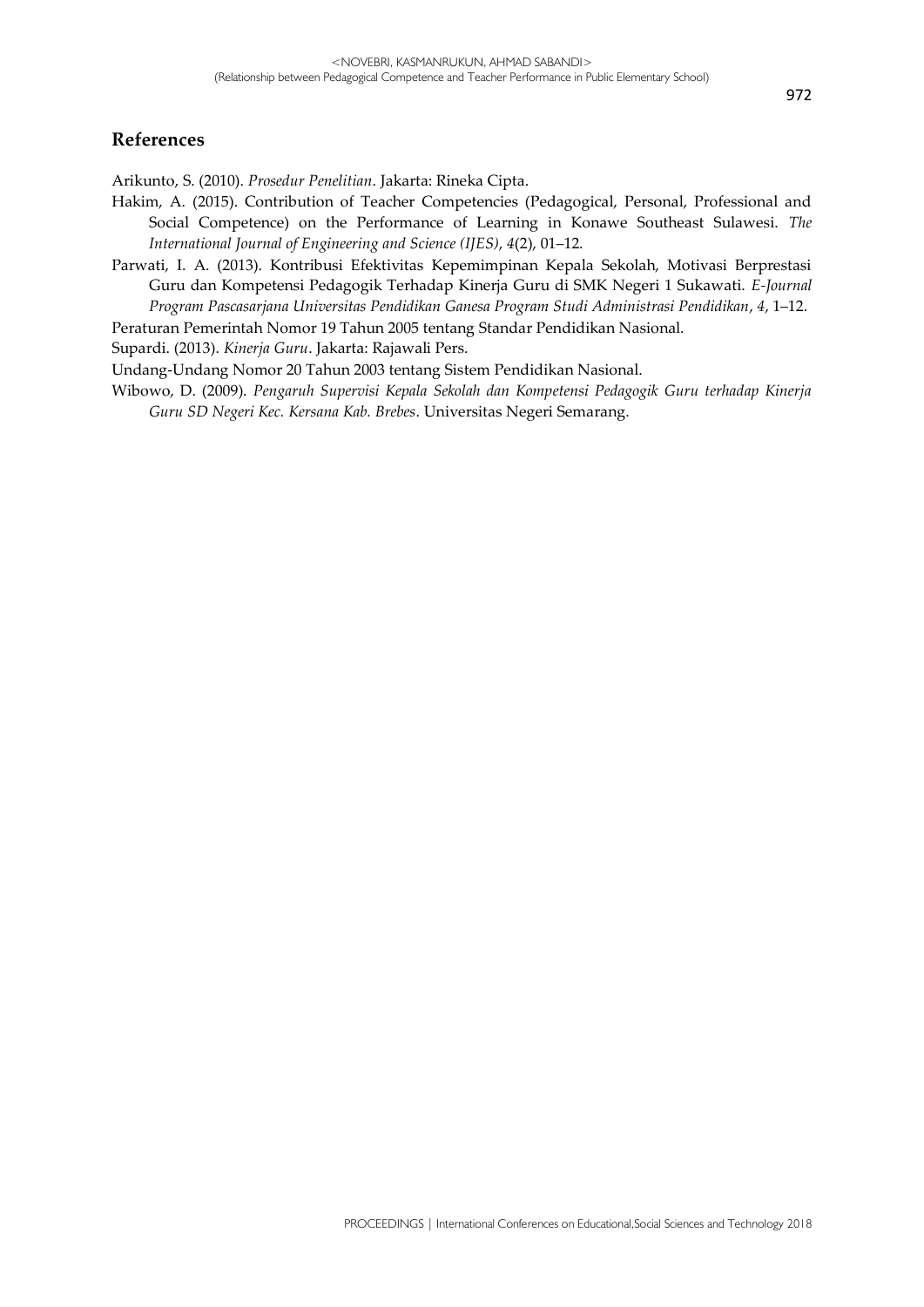## References

Arikunto, S. (2010). *Prosedur Penelitian*. Jakarta: Rineka Cipta.

Hakim, A. (2015). Contribution of Teacher Competencies (Pedagogical, Personal, Professional and Social Competence) on the Performance of Learning in Konawe Southeast Sulawesi. *The International Journal of Engineering and Science (IJES)*, *4*(2), 01–12.

Parwati, I. A. (2013). Kontribusi Efektivitas Kepemimpinan Kepala Sekolah, Motivasi Berprestasi Guru dan Kompetensi Pedagogik Terhadap Kinerja Guru di SMK Negeri 1 Sukawati. *E-Journal Program Pascasarjana Universitas Pendidikan Ganesa Program Studi Administrasi Pendidikan*, *4*, 1–12.

Peraturan Pemerintah Nomor 19 Tahun 2005 tentang Standar Pendidikan Nasional.

Supardi. (2013). *Kinerja Guru*. Jakarta: Rajawali Pers.

Undang-Undang Nomor 20 Tahun 2003 tentang Sistem Pendidikan Nasional.

Wibowo, D. (2009). *Pengaruh Supervisi Kepala Sekolah dan Kompetensi Pedagogik Guru terhadap Kinerja Guru SD Negeri Kec. Kersana Kab. Brebes*. Universitas Negeri Semarang.